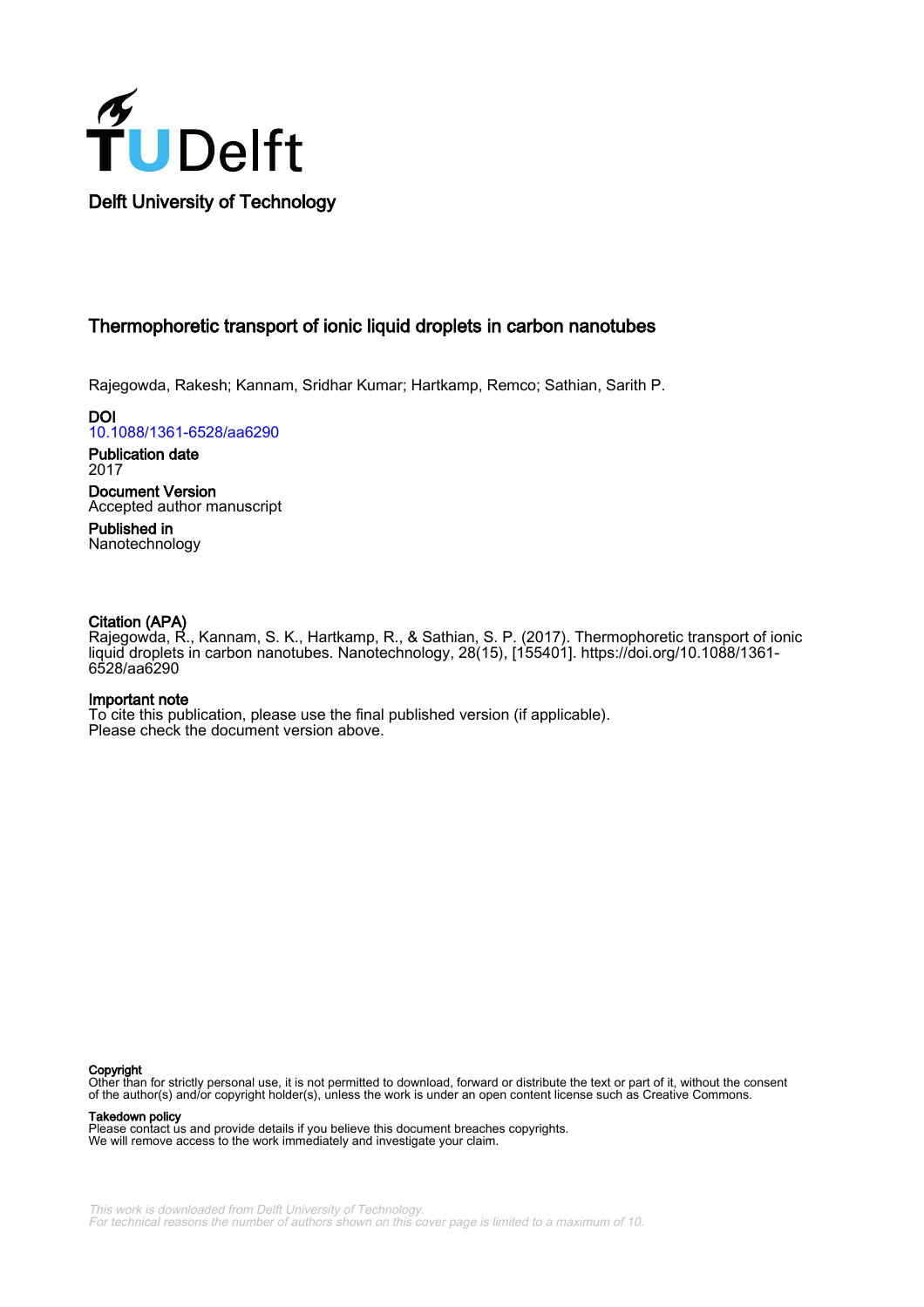Delft University of Technology

# Thermophoretic transport of ionic liquid droplets in carbon nanotubes

Rajegowda, Rakesh; Kannam, Sridhar Kumar; Hartkamp, Remco; Sathian, Sarith P.

**DOI**
10.1088/1361-6528/aa6290

**Publication date**
2017

**Document Version**
Accepted author manuscript

**Published in**
Nanotechnology

**Citation (APA)**
Rajegowda, R., Kannam, S. K., Hartkamp, R., & Sathian, S. P. (2017). Thermophoretic transport of ionic liquid droplets in carbon nanotubes. Nanotechnology, 28(15), [155401]. https://doi.org/10.1088/1361-6528/aa6290

**Important note**
To cite this publication, please use the final published version (if applicable).
Please check the document version above.

**Copyright**
Other than for strictly personal use, it is not permitted to download, forward or distribute the text or part of it, without the consent of the author(s) and/or copyright holder(s), unless the work is under an open content license such as Creative Commons.

**Takedown policy**
Please contact us and provide details if you believe this document breaches copyrights.
We will remove access to the work immediately and investigate your claim.

This work is downloaded from Delft University of Technology.
For technical reasons the number of authors shown on this cover page is limited to a maximum of 10.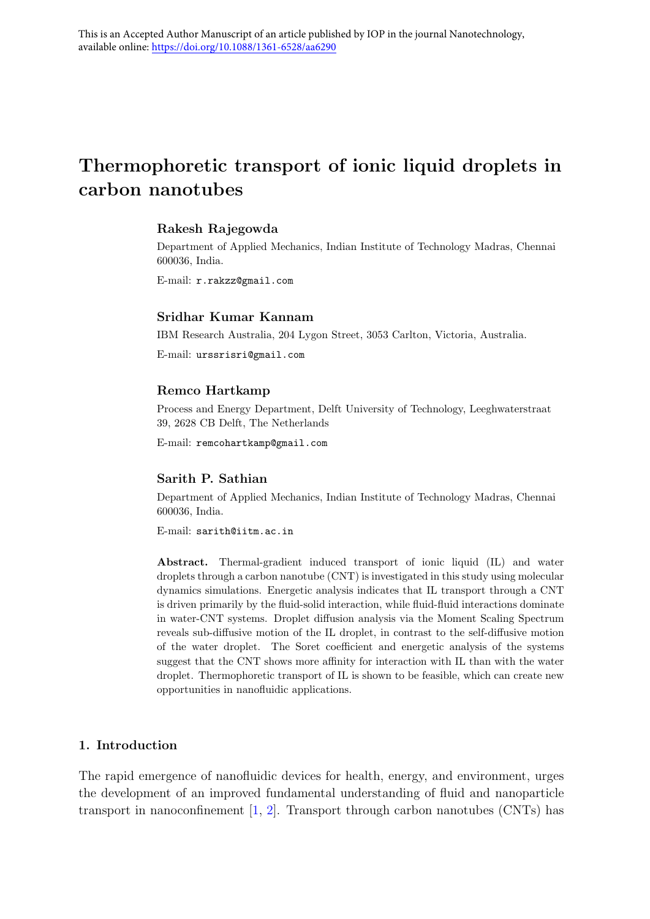This is an Accepted Author Manuscript of an article published by IOP in the journal Nanotechnology, available online: https://doi.org/10.1088/1361-6528/aa6290

# Thermophoretic transport of ionic liquid droplets in carbon nanotubes

**Rakesh Rajegowda**

Department of Applied Mechanics, Indian Institute of Technology Madras, Chennai 600036, India.

E-mail: `r.rakzz@gmail.com`

**Sridhar Kumar Kannam**

IBM Research Australia, 204 Lygon Street, 3053 Carlton, Victoria, Australia.

E-mail: `urssrisri@gmail.com`

**Remco Hartkamp**

Process and Energy Department, Delft University of Technology, Leeghwaterstraat 39, 2628 CB Delft, The Netherlands

E-mail: `remcohartkamp@gmail.com`

**Sarith P. Sathian**

Department of Applied Mechanics, Indian Institute of Technology Madras, Chennai 600036, India.

E-mail: `sarith@iitm.ac.in`

**Abstract.** Thermal-gradient induced transport of ionic liquid (IL) and water droplets through a carbon nanotube (CNT) is investigated in this study using molecular dynamics simulations. Energetic analysis indicates that IL transport through a CNT is driven primarily by the fluid-solid interaction, while fluid-fluid interactions dominate in water-CNT systems. Droplet diffusion analysis via the Moment Scaling Spectrum reveals sub-diffusive motion of the IL droplet, in contrast to the self-diffusive motion of the water droplet. The Soret coefficient and energetic analysis of the systems suggest that the CNT shows more affinity for interaction with IL than with the water droplet. Thermophoretic transport of IL is shown to be feasible, which can create new opportunities in nanofluidic applications.

## 1. Introduction

The rapid emergence of nanofluidic devices for health, energy, and environment, urges the development of an improved fundamental understanding of fluid and nanoparticle transport in nanoconfinement [1, 2]. Transport through carbon nanotubes (CNTs) has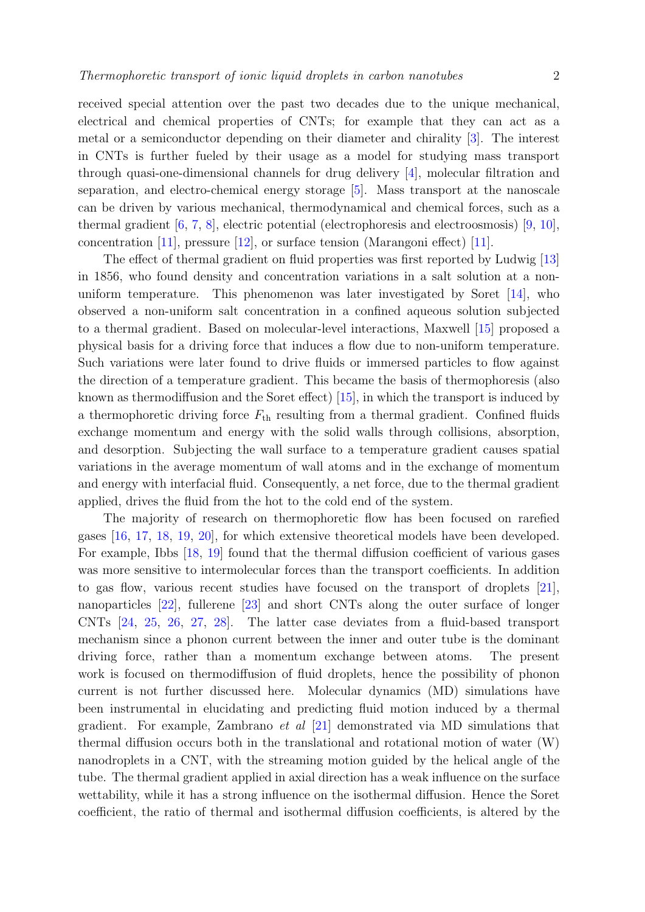received special attention over the past two decades due to the unique mechanical, electrical and chemical properties of CNTs; for example that they can act as a metal or a semiconductor depending on their diameter and chirality [3]. The interest in CNTs is further fueled by their usage as a model for studying mass transport through quasi-one-dimensional channels for drug delivery [4], molecular filtration and separation, and electro-chemical energy storage [5]. Mass transport at the nanoscale can be driven by various mechanical, thermodynamical and chemical forces, such as a thermal gradient [6, 7, 8], electric potential (electrophoresis and electroosmosis) [9, 10], concentration [11], pressure [12], or surface tension (Marangoni effect) [11].

The effect of thermal gradient on fluid properties was first reported by Ludwig [13] in 1856, who found density and concentration variations in a salt solution at a non-uniform temperature. This phenomenon was later investigated by Soret [14], who observed a non-uniform salt concentration in a confined aqueous solution subjected to a thermal gradient. Based on molecular-level interactions, Maxwell [15] proposed a physical basis for a driving force that induces a flow due to non-uniform temperature. Such variations were later found to drive fluids or immersed particles to flow against the direction of a temperature gradient. This became the basis of thermophoresis (also known as thermodiffusion and the Soret effect) [15], in which the transport is induced by a thermophoretic driving force $F_{\text{th}}$ resulting from a thermal gradient. Confined fluids exchange momentum and energy with the solid walls through collisions, absorption, and desorption. Subjecting the wall surface to a temperature gradient causes spatial variations in the average momentum of wall atoms and in the exchange of momentum and energy with interfacial fluid. Consequently, a net force, due to the thermal gradient applied, drives the fluid from the hot to the cold end of the system.

The majority of research on thermophoretic flow has been focused on rarefied gases [16, 17, 18, 19, 20], for which extensive theoretical models have been developed. For example, Ibbs [18, 19] found that the thermal diffusion coefficient of various gases was more sensitive to intermolecular forces than the transport coefficients. In addition to gas flow, various recent studies have focused on the transport of droplets [21], nanoparticles [22], fullerene [23] and short CNTs along the outer surface of longer CNTs [24, 25, 26, 27, 28]. The latter case deviates from a fluid-based transport mechanism since a phonon current between the inner and outer tube is the dominant driving force, rather than a momentum exchange between atoms. The present work is focused on thermodiffusion of fluid droplets, hence the possibility of phonon current is not further discussed here. Molecular dynamics (MD) simulations have been instrumental in elucidating and predicting fluid motion induced by a thermal gradient. For example, Zambrano *et al* [21] demonstrated via MD simulations that thermal diffusion occurs both in the translational and rotational motion of water (W) nanodroplets in a CNT, with the streaming motion guided by the helical angle of the tube. The thermal gradient applied in axial direction has a weak influence on the surface wettability, while it has a strong influence on the isothermal diffusion. Hence the Soret coefficient, the ratio of thermal and isothermal diffusion coefficients, is altered by the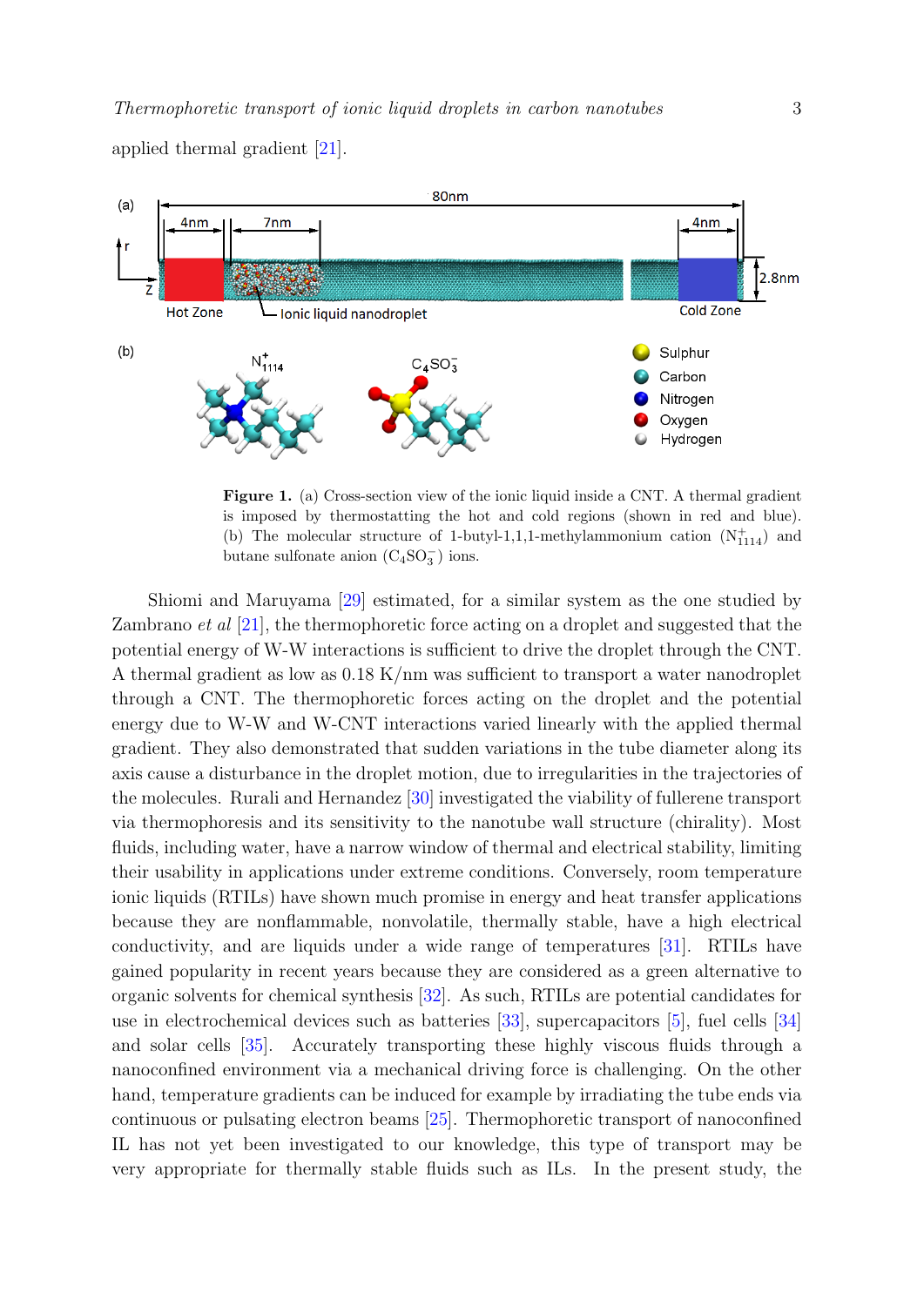applied thermal gradient [21].

**Figure 1.** (a) Cross-section view of the ionic liquid inside a CNT. A thermal gradient is imposed by thermostatting the hot and cold regions (shown in red and blue). (b) The molecular structure of 1-butyl-1,1,1-methylammonium cation ($N^+_{1114}$) and butane sulfonate anion ($C_4SO_3^-$) ions.

Shiomi and Maruyama [29] estimated, for a similar system as the one studied by Zambrano *et al* [21], the thermophoretic force acting on a droplet and suggested that the potential energy of W-W interactions is sufficient to drive the droplet through the CNT. A thermal gradient as low as 0.18 K/nm was sufficient to transport a water nanodroplet through a CNT. The thermophoretic forces acting on the droplet and the potential energy due to W-W and W-CNT interactions varied linearly with the applied thermal gradient. They also demonstrated that sudden variations in the tube diameter along its axis cause a disturbance in the droplet motion, due to irregularities in the trajectories of the molecules. Rurali and Hernandez [30] investigated the viability of fullerene transport via thermophoresis and its sensitivity to the nanotube wall structure (chirality). Most fluids, including water, have a narrow window of thermal and electrical stability, limiting their usability in applications under extreme conditions. Conversely, room temperature ionic liquids (RTILs) have shown much promise in energy and heat transfer applications because they are nonflammable, nonvolatile, thermally stable, have a high electrical conductivity, and are liquids under a wide range of temperatures [31]. RTILs have gained popularity in recent years because they are considered as a green alternative to organic solvents for chemical synthesis [32]. As such, RTILs are potential candidates for use in electrochemical devices such as batteries [33], supercapacitors [5], fuel cells [34] and solar cells [35]. Accurately transporting these highly viscous fluids through a nanoconfined environment via a mechanical driving force is challenging. On the other hand, temperature gradients can be induced for example by irradiating the tube ends via continuous or pulsating electron beams [25]. Thermophoretic transport of nanoconfined IL has not yet been investigated to our knowledge, this type of transport may be very appropriate for thermally stable fluids such as ILs. In the present study, the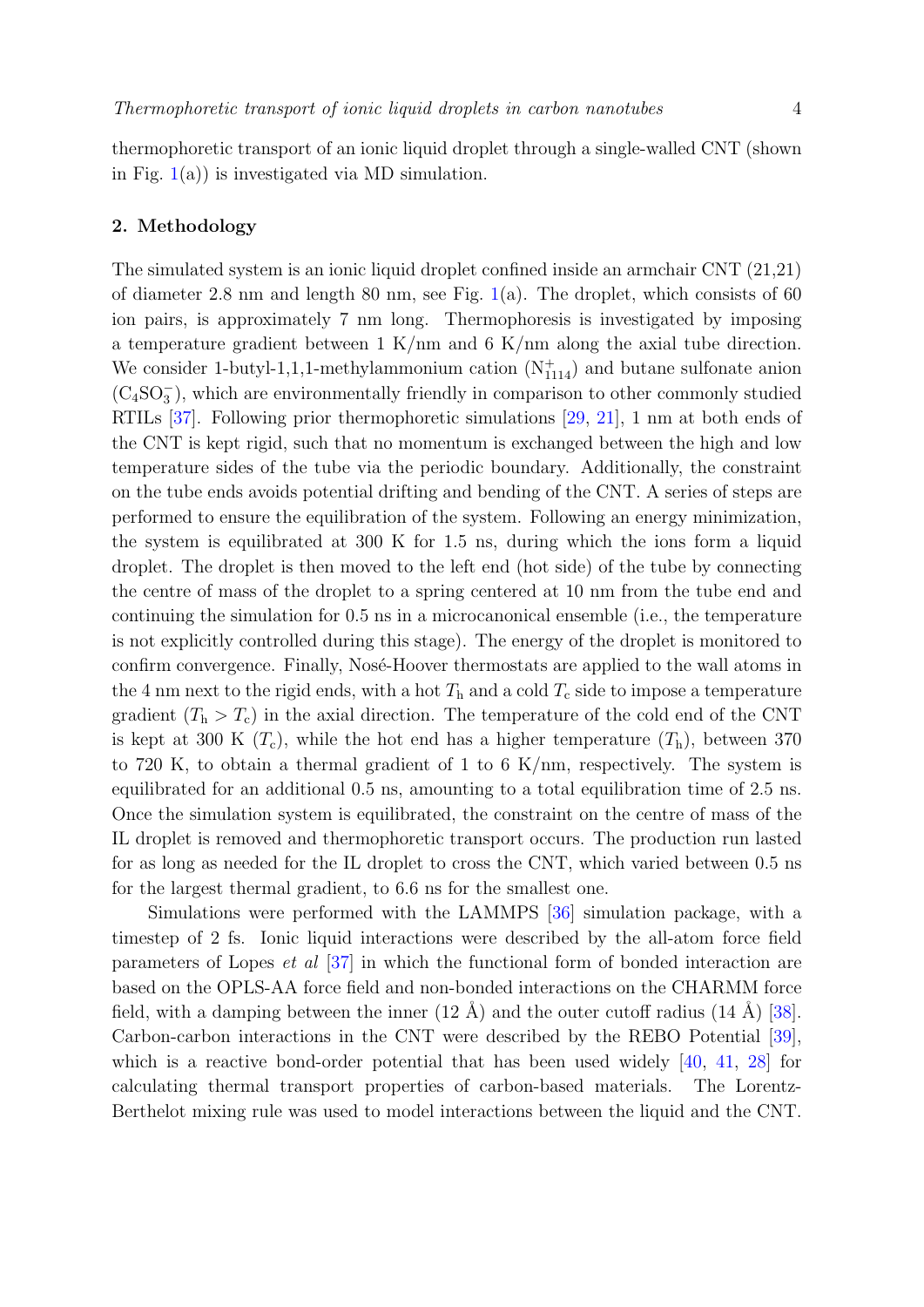thermophoretic transport of an ionic liquid droplet through a single-walled CNT (shown in Fig. 1(a)) is investigated via MD simulation.

## 2. Methodology

The simulated system is an ionic liquid droplet confined inside an armchair CNT (21,21) of diameter 2.8 nm and length 80 nm, see Fig. 1(a). The droplet, which consists of 60 ion pairs, is approximately 7 nm long. Thermophoresis is investigated by imposing a temperature gradient between 1 K/nm and 6 K/nm along the axial tube direction. We consider 1-butyl-1,1,1-methylammonium cation ($N_{1114}^{+}$) and butane sulfonate anion ($C_4SO_3^{-}$), which are environmentally friendly in comparison to other commonly studied RTILs [37]. Following prior thermophoretic simulations [29, 21], 1 nm at both ends of the CNT is kept rigid, such that no momentum is exchanged between the high and low temperature sides of the tube via the periodic boundary. Additionally, the constraint on the tube ends avoids potential drifting and bending of the CNT. A series of steps are performed to ensure the equilibration of the system. Following an energy minimization, the system is equilibrated at 300 K for 1.5 ns, during which the ions form a liquid droplet. The droplet is then moved to the left end (hot side) of the tube by connecting the centre of mass of the droplet to a spring centered at 10 nm from the tube end and continuing the simulation for 0.5 ns in a microcanonical ensemble (i.e., the temperature is not explicitly controlled during this stage). The energy of the droplet is monitored to confirm convergence. Finally, Nosé-Hoover thermostats are applied to the wall atoms in the 4 nm next to the rigid ends, with a hot $T_{\mathrm{h}}$ and a cold $T_{\mathrm{c}}$ side to impose a temperature gradient ($T_{\mathrm{h}} > T_{\mathrm{c}}$) in the axial direction. The temperature of the cold end of the CNT is kept at 300 K ($T_{\mathrm{c}}$), while the hot end has a higher temperature ($T_{\mathrm{h}}$), between 370 to 720 K, to obtain a thermal gradient of 1 to 6 K/nm, respectively. The system is equilibrated for an additional 0.5 ns, amounting to a total equilibration time of 2.5 ns. Once the simulation system is equilibrated, the constraint on the centre of mass of the IL droplet is removed and thermophoretic transport occurs. The production run lasted for as long as needed for the IL droplet to cross the CNT, which varied between 0.5 ns for the largest thermal gradient, to 6.6 ns for the smallest one.

Simulations were performed with the LAMMPS [36] simulation package, with a timestep of 2 fs. Ionic liquid interactions were described by the all-atom force field parameters of Lopes *et al* [37] in which the functional form of bonded interaction are based on the OPLS-AA force field and non-bonded interactions on the CHARMM force field, with a damping between the inner (12 Å) and the outer cutoff radius (14 Å) [38]. Carbon-carbon interactions in the CNT were described by the REBO Potential [39], which is a reactive bond-order potential that has been used widely [40, 41, 28] for calculating thermal transport properties of carbon-based materials. The Lorentz-Berthelot mixing rule was used to model interactions between the liquid and the CNT.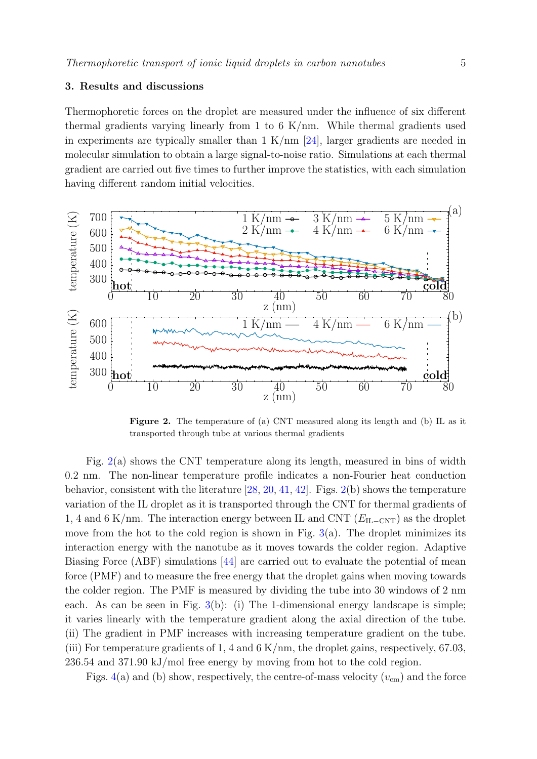## 3. Results and discussions

Thermophoretic forces on the droplet are measured under the influence of six different thermal gradients varying linearly from 1 to 6 K/nm. While thermal gradients used in experiments are typically smaller than 1 K/nm [24], larger gradients are needed in molecular simulation to obtain a large signal-to-noise ratio. Simulations at each thermal gradient are carried out five times to further improve the statistics, with each simulation having different random initial velocities.

**Figure 2.** The temperature of (a) CNT measured along its length and (b) IL as it transported through tube at various thermal gradients

Fig. 2(a) shows the CNT temperature along its length, measured in bins of width 0.2 nm. The non-linear temperature profile indicates a non-Fourier heat conduction behavior, consistent with the literature [28, 20, 41, 42]. Figs. 2(b) shows the temperature variation of the IL droplet as it is transported through the CNT for thermal gradients of 1, 4 and 6 K/nm. The interaction energy between IL and CNT ($E_{\mathrm{IL-CNT}}$) as the droplet move from the hot to the cold region is shown in Fig. 3(a). The droplet minimizes its interaction energy with the nanotube as it moves towards the colder region. Adaptive Biasing Force (ABF) simulations [44] are carried out to evaluate the potential of mean force (PMF) and to measure the free energy that the droplet gains when moving towards the colder region. The PMF is measured by dividing the tube into 30 windows of 2 nm each. As can be seen in Fig. 3(b): (i) The 1-dimensional energy landscape is simple; it varies linearly with the temperature gradient along the axial direction of the tube. (ii) The gradient in PMF increases with increasing temperature gradient on the tube. (iii) For temperature gradients of 1, 4 and 6 K/nm, the droplet gains, respectively, 67.03, 236.54 and 371.90 kJ/mol free energy by moving from hot to the cold region.

Figs. 4(a) and (b) show, respectively, the centre-of-mass velocity ($v_{\mathrm{cm}}$) and the force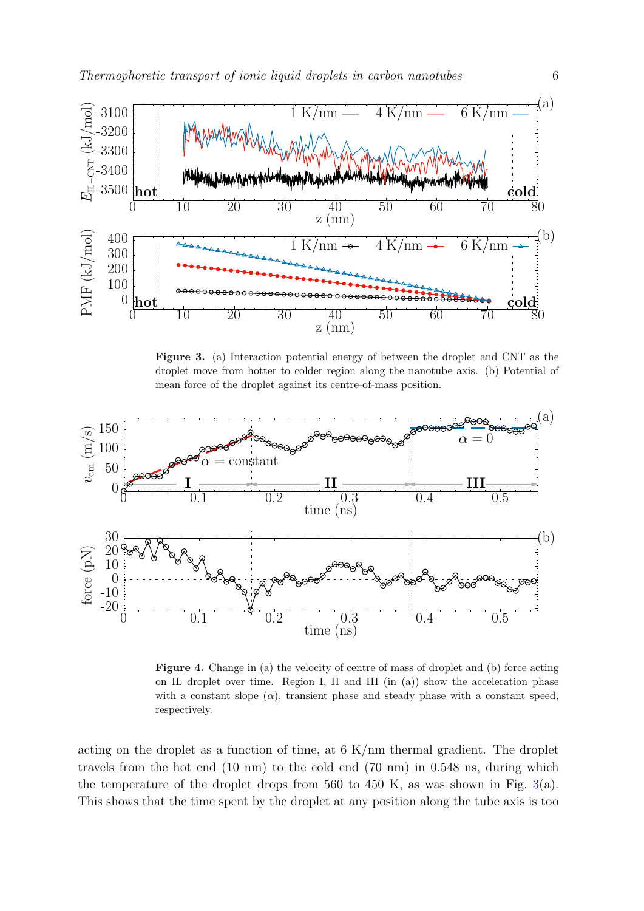**Figure 3.** (a) Interaction potential energy of between the droplet and CNT as the droplet move from hotter to colder region along the nanotube axis. (b) Potential of mean force of the droplet against its centre-of-mass position.

**Figure 4.** Change in (a) the velocity of centre of mass of droplet and (b) force acting on IL droplet over time. Region I, II and III (in (a)) show the acceleration phase with a constant slope ($\alpha$), transient phase and steady phase with a constant speed, respectively.

acting on the droplet as a function of time, at 6 K/nm thermal gradient. The droplet travels from the hot end (10 nm) to the cold end (70 nm) in 0.548 ns, during which the temperature of the droplet drops from 560 to 450 K, as was shown in Fig. 3(a). This shows that the time spent by the droplet at any position along the tube axis is too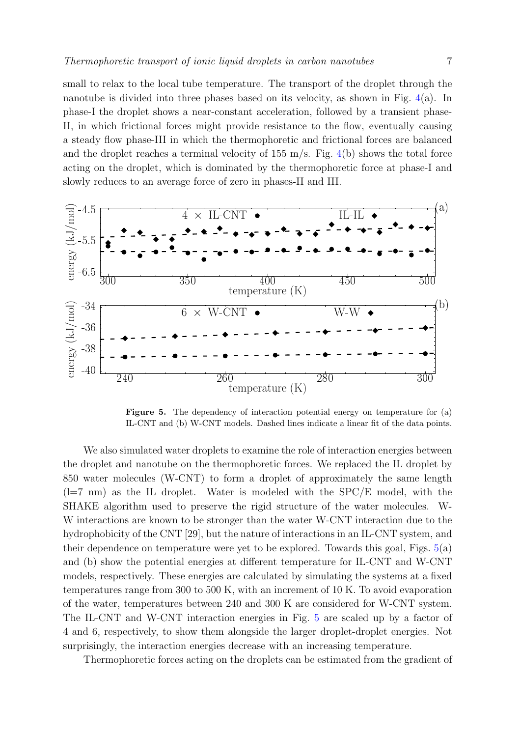small to relax to the local tube temperature. The transport of the droplet through the nanotube is divided into three phases based on its velocity, as shown in Fig. 4(a). In phase-I the droplet shows a near-constant acceleration, followed by a transient phase-II, in which frictional forces might provide resistance to the flow, eventually causing a steady flow phase-III in which the thermophoretic and frictional forces are balanced and the droplet reaches a terminal velocity of 155 m/s. Fig. 4(b) shows the total force acting on the droplet, which is dominated by the thermophoretic force at phase-I and slowly reduces to an average force of zero in phases-II and III.

**Figure 5.** The dependency of interaction potential energy on temperature for (a) IL-CNT and (b) W-CNT models. Dashed lines indicate a linear fit of the data points.

We also simulated water droplets to examine the role of interaction energies between the droplet and nanotube on the thermophoretic forces. We replaced the IL droplet by 850 water molecules (W-CNT) to form a droplet of approximately the same length (l=7 nm) as the IL droplet. Water is modeled with the SPC/E model, with the SHAKE algorithm used to preserve the rigid structure of the water molecules. W-W interactions are known to be stronger than the water W-CNT interaction due to the hydrophobicity of the CNT [29], but the nature of interactions in an IL-CNT system, and their dependence on temperature were yet to be explored. Towards this goal, Figs. 5(a) and (b) show the potential energies at different temperature for IL-CNT and W-CNT models, respectively. These energies are calculated by simulating the systems at a fixed temperatures range from 300 to 500 K, with an increment of 10 K. To avoid evaporation of the water, temperatures between 240 and 300 K are considered for W-CNT system. The IL-CNT and W-CNT interaction energies in Fig. 5 are scaled up by a factor of 4 and 6, respectively, to show them alongside the larger droplet-droplet energies. Not surprisingly, the interaction energies decrease with an increasing temperature.

Thermophoretic forces acting on the droplets can be estimated from the gradient of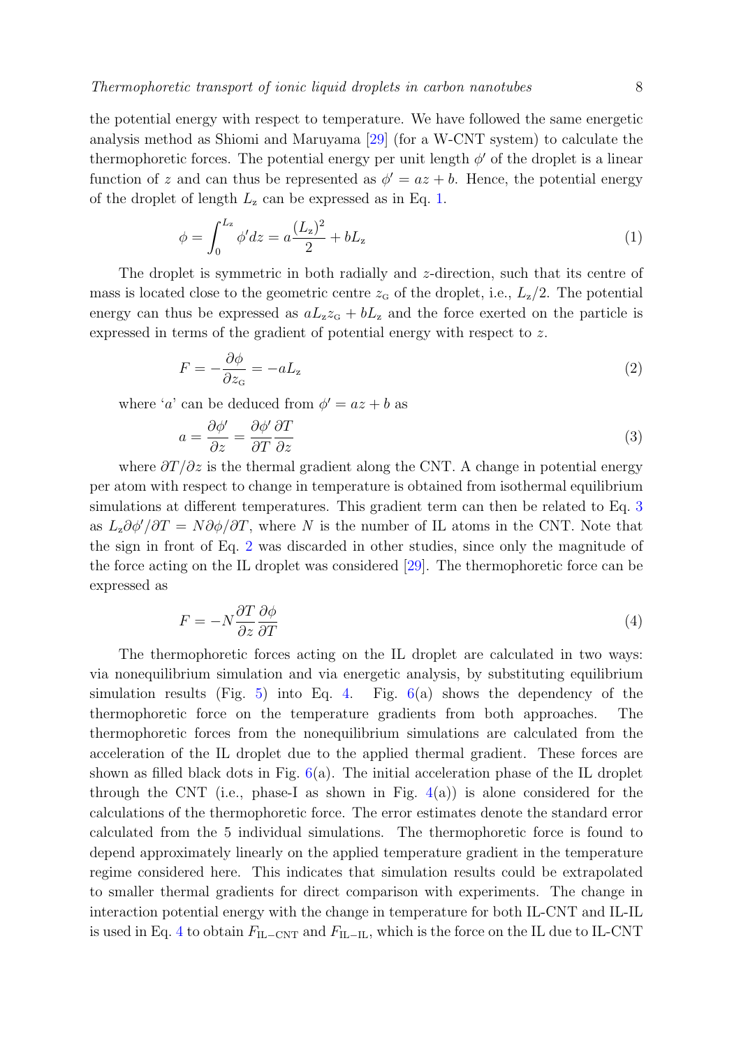the potential energy with respect to temperature. We have followed the same energetic analysis method as Shiomi and Maruyama [29] (for a W-CNT system) to calculate the thermophoretic forces. The potential energy per unit length $\phi'$ of the droplet is a linear function of $z$ and can thus be represented as $\phi' = az + b$. Hence, the potential energy of the droplet of length $L_z$ can be expressed as in Eq. 1.

$$\phi = \int_0^{L_z} \phi' dz = a\frac{(L_z)^2}{2} + bL_z \tag{1}$$

The droplet is symmetric in both radially and $z$-direction, such that its centre of mass is located close to the geometric centre $z_G$ of the droplet, i.e., $L_z/2$. The potential energy can thus be expressed as $aL_z z_G + bL_z$ and the force exerted on the particle is expressed in terms of the gradient of potential energy with respect to $z$.

$$F = -\frac{\partial \phi}{\partial z_G} = -aL_z \tag{2}$$

where '$a$' can be deduced from $\phi' = az + b$ as

$$a = \frac{\partial \phi'}{\partial z} = \frac{\partial \phi'}{\partial T}\frac{\partial T}{\partial z} \tag{3}$$

where $\partial T/\partial z$ is the thermal gradient along the CNT. A change in potential energy per atom with respect to change in temperature is obtained from isothermal equilibrium simulations at different temperatures. This gradient term can then be related to Eq. 3 as $L_z \partial\phi'/\partial T = N\partial\phi/\partial T$, where $N$ is the number of IL atoms in the CNT. Note that the sign in front of Eq. 2 was discarded in other studies, since only the magnitude of the force acting on the IL droplet was considered [29]. The thermophoretic force can be expressed as

$$F = -N\frac{\partial T}{\partial z}\frac{\partial \phi}{\partial T} \tag{4}$$

The thermophoretic forces acting on the IL droplet are calculated in two ways: via nonequilibrium simulation and via energetic analysis, by substituting equilibrium simulation results (Fig. 5) into Eq. 4. Fig. 6(a) shows the dependency of the thermophoretic force on the temperature gradients from both approaches. The thermophoretic forces from the nonequilibrium simulations are calculated from the acceleration of the IL droplet due to the applied thermal gradient. These forces are shown as filled black dots in Fig. 6(a). The initial acceleration phase of the IL droplet through the CNT (i.e., phase-I as shown in Fig. 4(a)) is alone considered for the calculations of the thermophoretic force. The error estimates denote the standard error calculated from the 5 individual simulations. The thermophoretic force is found to depend approximately linearly on the applied temperature gradient in the temperature regime considered here. This indicates that simulation results could be extrapolated to smaller thermal gradients for direct comparison with experiments. The change in interaction potential energy with the change in temperature for both IL-CNT and IL-IL is used in Eq. 4 to obtain $F_{\mathrm{IL-CNT}}$ and $F_{\mathrm{IL-IL}}$, which is the force on the IL due to IL-CNT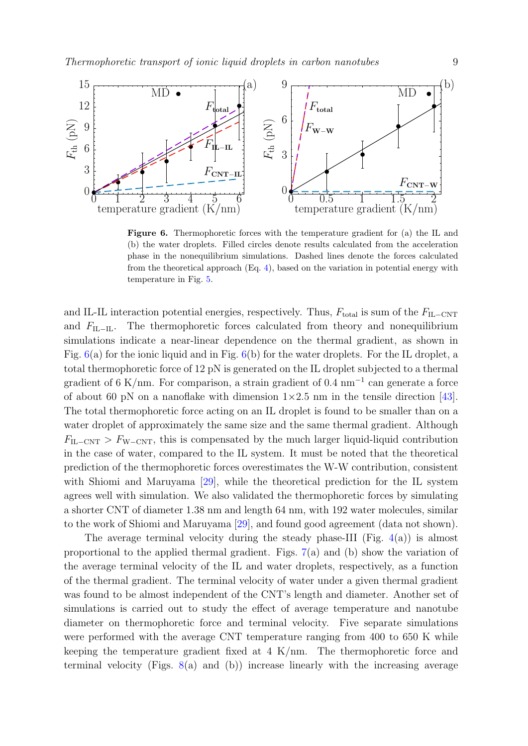**Figure 6.** Thermophoretic forces with the temperature gradient for (a) the IL and (b) the water droplets. Filled circles denote results calculated from the acceleration phase in the nonequilibrium simulations. Dashed lines denote the forces calculated from the theoretical approach (Eq. 4), based on the variation in potential energy with temperature in Fig. 5.

and IL-IL interaction potential energies, respectively. Thus, $F_{\mathrm{total}}$ is sum of the $F_{\mathrm{IL-CNT}}$ and $F_{\mathrm{IL-IL}}$. The thermophoretic forces calculated from theory and nonequilibrium simulations indicate a near-linear dependence on the thermal gradient, as shown in Fig. 6(a) for the ionic liquid and in Fig. 6(b) for the water droplets. For the IL droplet, a total thermophoretic force of 12 pN is generated on the IL droplet subjected to a thermal gradient of 6 K/nm. For comparison, a strain gradient of 0.4 nm$^{-1}$ can generate a force of about 60 pN on a nanoflake with dimension $1\times2.5$ nm in the tensile direction [43]. The total thermophoretic force acting on an IL droplet is found to be smaller than on a water droplet of approximately the same size and the same thermal gradient. Although $F_{\mathrm{IL-CNT}} > F_{\mathrm{W-CNT}}$, this is compensated by the much larger liquid-liquid contribution in the case of water, compared to the IL system. It must be noted that the theoretical prediction of the thermophoretic forces overestimates the W-W contribution, consistent with Shiomi and Maruyama [29], while the theoretical prediction for the IL system agrees well with simulation. We also validated the thermophoretic forces by simulating a shorter CNT of diameter 1.38 nm and length 64 nm, with 192 water molecules, similar to the work of Shiomi and Maruyama [29], and found good agreement (data not shown).

The average terminal velocity during the steady phase-III (Fig. 4(a)) is almost proportional to the applied thermal gradient. Figs. 7(a) and (b) show the variation of the average terminal velocity of the IL and water droplets, respectively, as a function of the thermal gradient. The terminal velocity of water under a given thermal gradient was found to be almost independent of the CNT's length and diameter. Another set of simulations is carried out to study the effect of average temperature and nanotube diameter on thermophoretic force and terminal velocity. Five separate simulations were performed with the average CNT temperature ranging from 400 to 650 K while keeping the temperature gradient fixed at 4 K/nm. The thermophoretic force and terminal velocity (Figs. 8(a) and (b)) increase linearly with the increasing average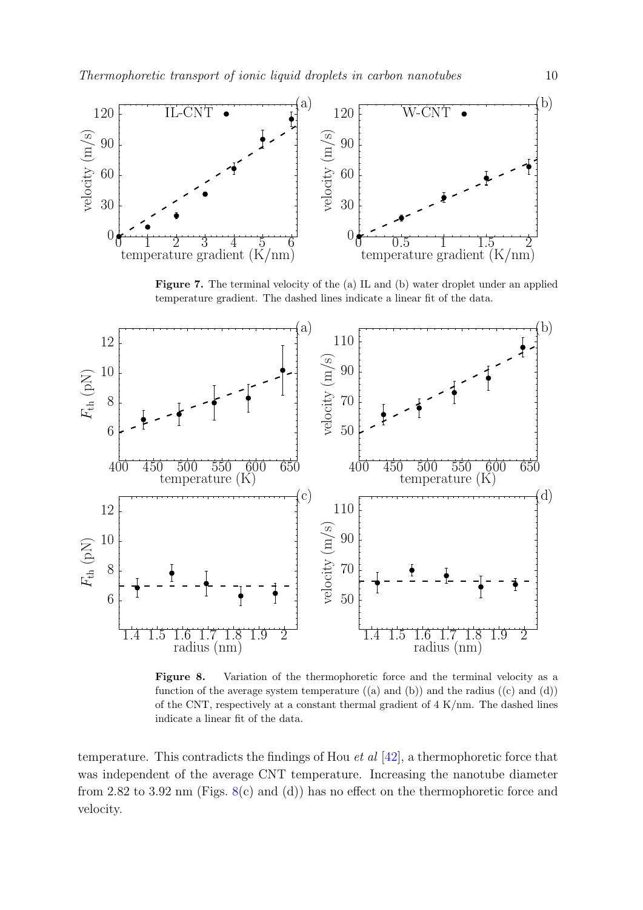**Figure 7.** The terminal velocity of the (a) IL and (b) water droplet under an applied temperature gradient. The dashed lines indicate a linear fit of the data.

**Figure 8.** Variation of the thermophoretic force and the terminal velocity as a function of the average system temperature ((a) and (b)) and the radius ((c) and (d)) of the CNT, respectively at a constant thermal gradient of 4 K/nm. The dashed lines indicate a linear fit of the data.

temperature. This contradicts the findings of Hou *et al* [42], a thermophoretic force that was independent of the average CNT temperature. Increasing the nanotube diameter from 2.82 to 3.92 nm (Figs. 8(c) and (d)) has no effect on the thermophoretic force and velocity.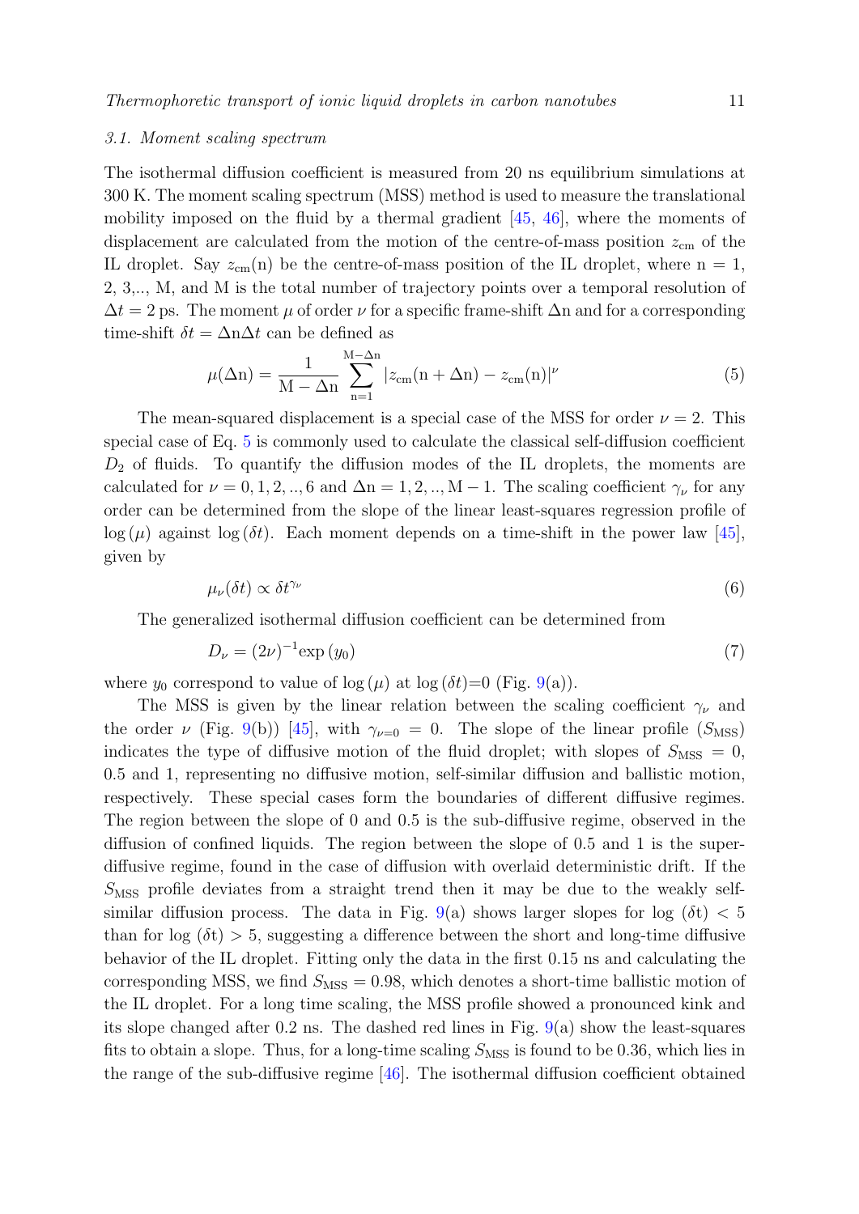### 3.1. Moment scaling spectrum

The isothermal diffusion coefficient is measured from 20 ns equilibrium simulations at 300 K. The moment scaling spectrum (MSS) method is used to measure the translational mobility imposed on the fluid by a thermal gradient [45, 46], where the moments of displacement are calculated from the motion of the centre-of-mass position $z_{\mathrm{cm}}$ of the IL droplet. Say $z_{\mathrm{cm}}(\mathrm{n})$ be the centre-of-mass position of the IL droplet, where n = 1, 2, 3,.., M, and M is the total number of trajectory points over a temporal resolution of $\Delta t = 2$ ps. The moment $\mu$ of order $\nu$ for a specific frame-shift $\Delta \mathrm{n}$ and for a corresponding time-shift $\delta t = \Delta \mathrm{n} \Delta t$ can be defined as

$$\mu(\Delta \mathrm{n}) = \frac{1}{\mathrm{M} - \Delta \mathrm{n}} \sum_{\mathrm{n}=1}^{\mathrm{M}-\Delta \mathrm{n}} |z_{\mathrm{cm}}(\mathrm{n} + \Delta \mathrm{n}) - z_{\mathrm{cm}}(\mathrm{n})|^{\nu} \tag{5}$$

The mean-squared displacement is a special case of the MSS for order $\nu = 2$. This special case of Eq. 5 is commonly used to calculate the classical self-diffusion coefficient $D_2$ of fluids. To quantify the diffusion modes of the IL droplets, the moments are calculated for $\nu = 0, 1, 2, .., 6$ and $\Delta \mathrm{n} = 1, 2, .., \mathrm{M} - 1$. The scaling coefficient $\gamma_{\nu}$ for any order can be determined from the slope of the linear least-squares regression profile of $\log(\mu)$ against $\log(\delta t)$. Each moment depends on a time-shift in the power law [45], given by

$$\mu_{\nu}(\delta t) \propto \delta t^{\gamma_{\nu}} \tag{6}$$

The generalized isothermal diffusion coefficient can be determined from

$$D_{\nu} = (2\nu)^{-1} \exp(y_0) \tag{7}$$

where $y_0$ correspond to value of $\log(\mu)$ at $\log(\delta t)$=0 (Fig. 9(a)).

The MSS is given by the linear relation between the scaling coefficient $\gamma_{\nu}$ and the order $\nu$ (Fig. 9(b)) [45], with $\gamma_{\nu=0} = 0$. The slope of the linear profile ($S_{\mathrm{MSS}}$) indicates the type of diffusive motion of the fluid droplet; with slopes of $S_{\mathrm{MSS}} = 0$, 0.5 and 1, representing no diffusive motion, self-similar diffusion and ballistic motion, respectively. These special cases form the boundaries of different diffusive regimes. The region between the slope of 0 and 0.5 is the sub-diffusive regime, observed in the diffusion of confined liquids. The region between the slope of 0.5 and 1 is the super-diffusive regime, found in the case of diffusion with overlaid deterministic drift. If the $S_{\mathrm{MSS}}$ profile deviates from a straight trend then it may be due to the weakly self-similar diffusion process. The data in Fig. 9(a) shows larger slopes for log $(\delta \mathrm{t}) < 5$ than for log $(\delta \mathrm{t}) > 5$, suggesting a difference between the short and long-time diffusive behavior of the IL droplet. Fitting only the data in the first 0.15 ns and calculating the corresponding MSS, we find $S_{\mathrm{MSS}} = 0.98$, which denotes a short-time ballistic motion of the IL droplet. For a long time scaling, the MSS profile showed a pronounced kink and its slope changed after 0.2 ns. The dashed red lines in Fig. 9(a) show the least-squares fits to obtain a slope. Thus, for a long-time scaling $S_{\mathrm{MSS}}$ is found to be 0.36, which lies in the range of the sub-diffusive regime [46]. The isothermal diffusion coefficient obtained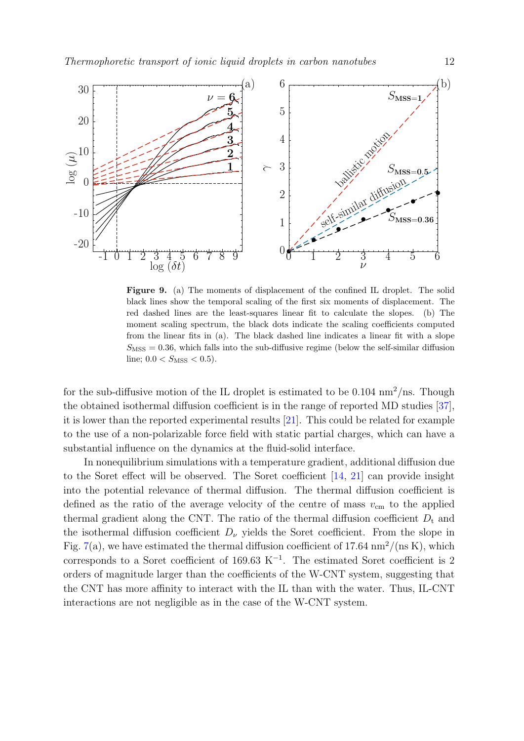**Figure 9.** (a) The moments of displacement of the confined IL droplet. The solid black lines show the temporal scaling of the first six moments of displacement. The red dashed lines are the least-squares linear fit to calculate the slopes. (b) The moment scaling spectrum, the black dots indicate the scaling coefficients computed from the linear fits in (a). The black dashed line indicates a linear fit with a slope $S_{\mathrm{MSS}} = 0.36$, which falls into the sub-diffusive regime (below the self-similar diffusion line; $0.0 < S_{\mathrm{MSS}} < 0.5$).

for the sub-diffusive motion of the IL droplet is estimated to be 0.104 $\mathrm{nm}^2/\mathrm{ns}$. Though the obtained isothermal diffusion coefficient is in the range of reported MD studies [37], it is lower than the reported experimental results [21]. This could be related for example to the use of a non-polarizable force field with static partial charges, which can have a substantial influence on the dynamics at the fluid-solid interface.

In nonequilibrium simulations with a temperature gradient, additional diffusion due to the Soret effect will be observed. The Soret coefficient [14, 21] can provide insight into the potential relevance of thermal diffusion. The thermal diffusion coefficient is defined as the ratio of the average velocity of the centre of mass $v_{\mathrm{cm}}$ to the applied thermal gradient along the CNT. The ratio of the thermal diffusion coefficient $D_{\mathrm{t}}$ and the isothermal diffusion coefficient $D_{\nu}$ yields the Soret coefficient. From the slope in Fig. 7(a), we have estimated the thermal diffusion coefficient of 17.64 $\mathrm{nm}^2/(\mathrm{ns\,K})$, which corresponds to a Soret coefficient of 169.63 $\mathrm{K}^{-1}$. The estimated Soret coefficient is 2 orders of magnitude larger than the coefficients of the W-CNT system, suggesting that the CNT has more affinity to interact with the IL than with the water. Thus, IL-CNT interactions are not negligible as in the case of the W-CNT system.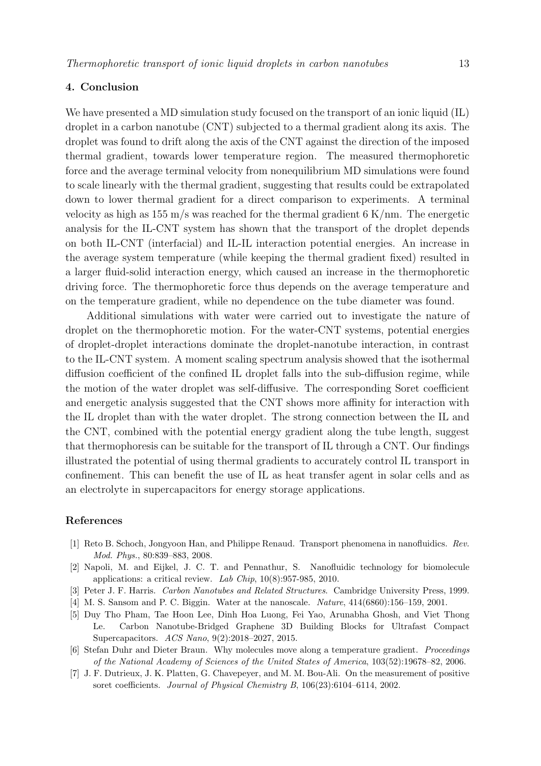## 4. Conclusion

We have presented a MD simulation study focused on the transport of an ionic liquid (IL) droplet in a carbon nanotube (CNT) subjected to a thermal gradient along its axis. The droplet was found to drift along the axis of the CNT against the direction of the imposed thermal gradient, towards lower temperature region. The measured thermophoretic force and the average terminal velocity from nonequilibrium MD simulations were found to scale linearly with the thermal gradient, suggesting that results could be extrapolated down to lower thermal gradient for a direct comparison to experiments. A terminal velocity as high as 155 m/s was reached for the thermal gradient 6 K/nm. The energetic analysis for the IL-CNT system has shown that the transport of the droplet depends on both IL-CNT (interfacial) and IL-IL interaction potential energies. An increase in the average system temperature (while keeping the thermal gradient fixed) resulted in a larger fluid-solid interaction energy, which caused an increase in the thermophoretic driving force. The thermophoretic force thus depends on the average temperature and on the temperature gradient, while no dependence on the tube diameter was found.

Additional simulations with water were carried out to investigate the nature of droplet on the thermophoretic motion. For the water-CNT systems, potential energies of droplet-droplet interactions dominate the droplet-nanotube interaction, in contrast to the IL-CNT system. A moment scaling spectrum analysis showed that the isothermal diffusion coefficient of the confined IL droplet falls into the sub-diffusion regime, while the motion of the water droplet was self-diffusive. The corresponding Soret coefficient and energetic analysis suggested that the CNT shows more affinity for interaction with the IL droplet than with the water droplet. The strong connection between the IL and the CNT, combined with the potential energy gradient along the tube length, suggest that thermophoresis can be suitable for the transport of IL through a CNT. Our findings illustrated the potential of using thermal gradients to accurately control IL transport in confinement. This can benefit the use of IL as heat transfer agent in solar cells and as an electrolyte in supercapacitors for energy storage applications.

## References

[1] Reto B. Schoch, Jongyoon Han, and Philippe Renaud. Transport phenomena in nanofluidics. *Rev. Mod. Phys.*, 80:839–883, 2008.

[2] Napoli, M. and Eijkel, J. C. T. and Pennathur, S. Nanofluidic technology for biomolecule applications: a critical review. *Lab Chip*, 10(8):957-985, 2010.

[3] Peter J. F. Harris. *Carbon Nanotubes and Related Structures*. Cambridge University Press, 1999.

[4] M. S. Sansom and P. C. Biggin. Water at the nanoscale. *Nature*, 414(6860):156–159, 2001.

[5] Duy Tho Pham, Tae Hoon Lee, Dinh Hoa Luong, Fei Yao, Arunabha Ghosh, and Viet Thong Le. Carbon Nanotube-Bridged Graphene 3D Building Blocks for Ultrafast Compact Supercapacitors. *ACS Nano*, 9(2):2018–2027, 2015.

[6] Stefan Duhr and Dieter Braun. Why molecules move along a temperature gradient. *Proceedings of the National Academy of Sciences of the United States of America*, 103(52):19678–82, 2006.

[7] J. F. Dutrieux, J. K. Platten, G. Chavepeyer, and M. M. Bou-Ali. On the measurement of positive soret coefficients. *Journal of Physical Chemistry B*, 106(23):6104–6114, 2002.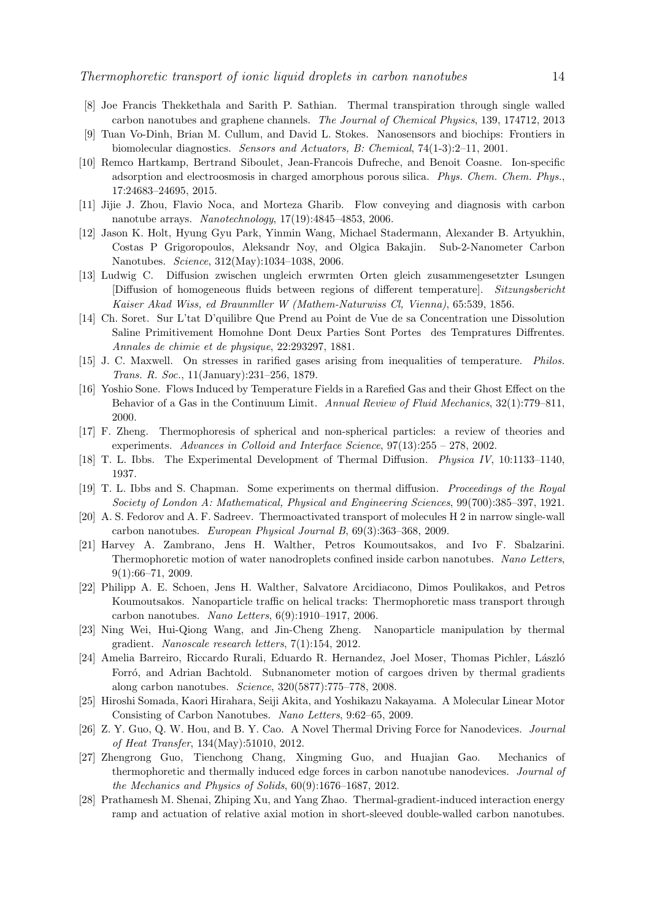[8] Joe Francis Thekkethala and Sarith P. Sathian. Thermal transpiration through single walled carbon nanotubes and graphene channels. *The Journal of Chemical Physics*, 139, 174712, 2013

[9] Tuan Vo-Dinh, Brian M. Cullum, and David L. Stokes. Nanosensors and biochips: Frontiers in biomolecular diagnostics. *Sensors and Actuators, B: Chemical*, 74(1-3):2–11, 2001.

[10] Remco Hartkamp, Bertrand Siboulet, Jean-Francois Dufreche, and Benoit Coasne. Ion-specific adsorption and electroosmosis in charged amorphous porous silica. *Phys. Chem. Chem. Phys.*, 17:24683–24695, 2015.

[11] Jijie J. Zhou, Flavio Noca, and Morteza Gharib. Flow conveying and diagnosis with carbon nanotube arrays. *Nanotechnology*, 17(19):4845–4853, 2006.

[12] Jason K. Holt, Hyung Gyu Park, Yinmin Wang, Michael Stadermann, Alexander B. Artyukhin, Costas P Grigoropoulos, Aleksandr Noy, and Olgica Bakajin. Sub-2-Nanometer Carbon Nanotubes. *Science*, 312(May):1034–1038, 2006.

[13] Ludwig C. Diffusion zwischen ungleich erwrmten Orten gleich zusammengesetzter Lsungen [Diffusion of homogeneous fluids between regions of different temperature]. *Sitzungsbericht Kaiser Akad Wiss, ed Braunmller W (Mathem-Naturwiss Cl, Vienna)*, 65:539, 1856.

[14] Ch. Soret. Sur L'tat D'quilibre Que Prend au Point de Vue de sa Concentration une Dissolution Saline Primitivement Homohne Dont Deux Parties Sont Portes des Tempratures Diffrentes. *Annales de chimie et de physique*, 22:293297, 1881.

[15] J. C. Maxwell. On stresses in rarified gases arising from inequalities of temperature. *Philos. Trans. R. Soc.*, 11(January):231–256, 1879.

[16] Yoshio Sone. Flows Induced by Temperature Fields in a Rarefied Gas and their Ghost Effect on the Behavior of a Gas in the Continuum Limit. *Annual Review of Fluid Mechanics*, 32(1):779–811, 2000.

[17] F. Zheng. Thermophoresis of spherical and non-spherical particles: a review of theories and experiments. *Advances in Colloid and Interface Science*, 97(13):255 – 278, 2002.

[18] T. L. Ibbs. The Experimental Development of Thermal Diffusion. *Physica IV*, 10:1133–1140, 1937.

[19] T. L. Ibbs and S. Chapman. Some experiments on thermal diffusion. *Proceedings of the Royal Society of London A: Mathematical, Physical and Engineering Sciences*, 99(700):385–397, 1921.

[20] A. S. Fedorov and A. F. Sadreev. Thermoactivated transport of molecules H 2 in narrow single-wall carbon nanotubes. *European Physical Journal B*, 69(3):363–368, 2009.

[21] Harvey A. Zambrano, Jens H. Walther, Petros Koumoutsakos, and Ivo F. Sbalzarini. Thermophoretic motion of water nanodroplets confined inside carbon nanotubes. *Nano Letters*, 9(1):66–71, 2009.

[22] Philipp A. E. Schoen, Jens H. Walther, Salvatore Arcidiacono, Dimos Poulikakos, and Petros Koumoutsakos. Nanoparticle traffic on helical tracks: Thermophoretic mass transport through carbon nanotubes. *Nano Letters*, 6(9):1910–1917, 2006.

[23] Ning Wei, Hui-Qiong Wang, and Jin-Cheng Zheng. Nanoparticle manipulation by thermal gradient. *Nanoscale research letters*, 7(1):154, 2012.

[24] Amelia Barreiro, Riccardo Rurali, Eduardo R. Hernandez, Joel Moser, Thomas Pichler, László Forró, and Adrian Bachtold. Subnanometer motion of cargoes driven by thermal gradients along carbon nanotubes. *Science*, 320(5877):775–778, 2008.

[25] Hiroshi Somada, Kaori Hirahara, Seiji Akita, and Yoshikazu Nakayama. A Molecular Linear Motor Consisting of Carbon Nanotubes. *Nano Letters*, 9:62–65, 2009.

[26] Z. Y. Guo, Q. W. Hou, and B. Y. Cao. A Novel Thermal Driving Force for Nanodevices. *Journal of Heat Transfer*, 134(May):51010, 2012.

[27] Zhengrong Guo, Tienchong Chang, Xingming Guo, and Huajian Gao. Mechanics of thermophoretic and thermally induced edge forces in carbon nanotube nanodevices. *Journal of the Mechanics and Physics of Solids*, 60(9):1676–1687, 2012.

[28] Prathamesh M. Shenai, Zhiping Xu, and Yang Zhao. Thermal-gradient-induced interaction energy ramp and actuation of relative axial motion in short-sleeved double-walled carbon nanotubes.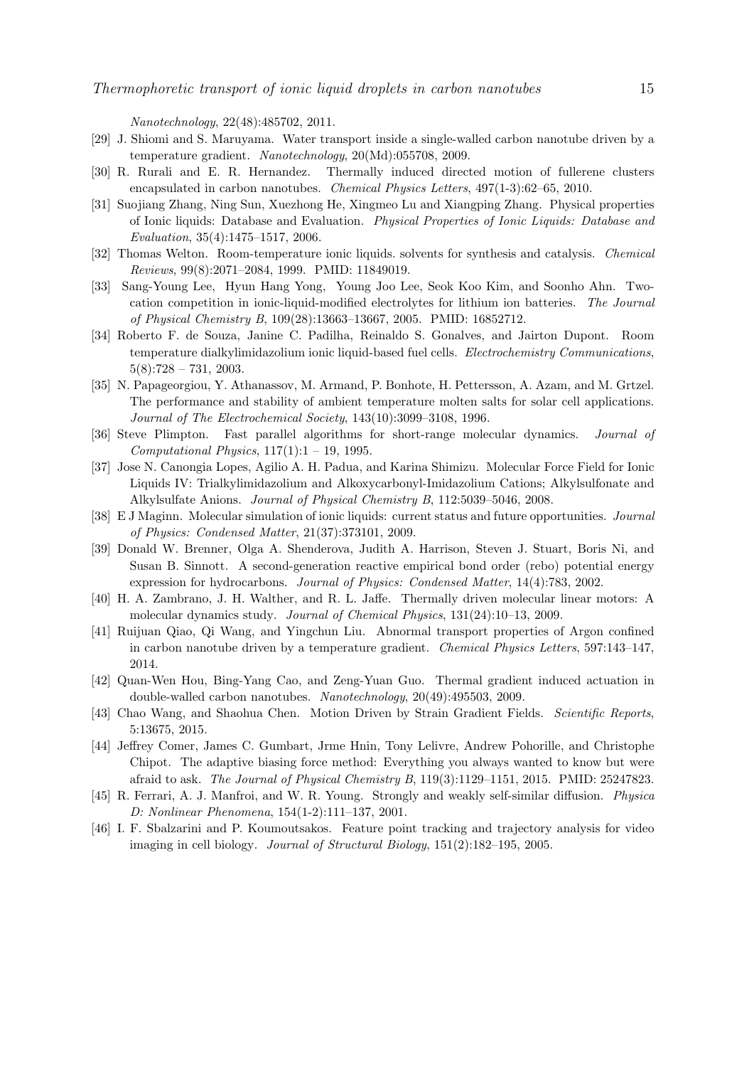*Nanotechnology*, 22(48):485702, 2011.

[29] J. Shiomi and S. Maruyama. Water transport inside a single-walled carbon nanotube driven by a temperature gradient. *Nanotechnology*, 20(Md):055708, 2009.

[30] R. Rurali and E. R. Hernandez. Thermally induced directed motion of fullerene clusters encapsulated in carbon nanotubes. *Chemical Physics Letters*, 497(1-3):62–65, 2010.

[31] Suojiang Zhang, Ning Sun, Xuezhong He, Xingmeo Lu and Xiangping Zhang. Physical properties of Ionic liquids: Database and Evaluation. *Physical Properties of Ionic Liquids: Database and Evaluation*, 35(4):1475–1517, 2006.

[32] Thomas Welton. Room-temperature ionic liquids. solvents for synthesis and catalysis. *Chemical Reviews*, 99(8):2071–2084, 1999. PMID: 11849019.

[33] Sang-Young Lee, Hyun Hang Yong, Young Joo Lee, Seok Koo Kim, and Soonho Ahn. Two-cation competition in ionic-liquid-modified electrolytes for lithium ion batteries. *The Journal of Physical Chemistry B*, 109(28):13663–13667, 2005. PMID: 16852712.

[34] Roberto F. de Souza, Janine C. Padilha, Reinaldo S. Gonalves, and Jairton Dupont. Room temperature dialkylimidazolium ionic liquid-based fuel cells. *Electrochemistry Communications*, 5(8):728 – 731, 2003.

[35] N. Papageorgiou, Y. Athanassov, M. Armand, P. Bonhote, H. Pettersson, A. Azam, and M. Grtzel. The performance and stability of ambient temperature molten salts for solar cell applications. *Journal of The Electrochemical Society*, 143(10):3099–3108, 1996.

[36] Steve Plimpton. Fast parallel algorithms for short-range molecular dynamics. *Journal of Computational Physics*, 117(1):1 – 19, 1995.

[37] Jose N. Canongia Lopes, Agilio A. H. Padua, and Karina Shimizu. Molecular Force Field for Ionic Liquids IV: Trialkylimidazolium and Alkoxycarbonyl-Imidazolium Cations; Alkylsulfonate and Alkylsulfate Anions. *Journal of Physical Chemistry B*, 112:5039–5046, 2008.

[38] E J Maginn. Molecular simulation of ionic liquids: current status and future opportunities. *Journal of Physics: Condensed Matter*, 21(37):373101, 2009.

[39] Donald W. Brenner, Olga A. Shenderova, Judith A. Harrison, Steven J. Stuart, Boris Ni, and Susan B. Sinnott. A second-generation reactive empirical bond order (rebo) potential energy expression for hydrocarbons. *Journal of Physics: Condensed Matter*, 14(4):783, 2002.

[40] H. A. Zambrano, J. H. Walther, and R. L. Jaffe. Thermally driven molecular linear motors: A molecular dynamics study. *Journal of Chemical Physics*, 131(24):10–13, 2009.

[41] Ruijuan Qiao, Qi Wang, and Yingchun Liu. Abnormal transport properties of Argon confined in carbon nanotube driven by a temperature gradient. *Chemical Physics Letters*, 597:143–147, 2014.

[42] Quan-Wen Hou, Bing-Yang Cao, and Zeng-Yuan Guo. Thermal gradient induced actuation in double-walled carbon nanotubes. *Nanotechnology*, 20(49):495503, 2009.

[43] Chao Wang, and Shaohua Chen. Motion Driven by Strain Gradient Fields. *Scientific Reports*, 5:13675, 2015.

[44] Jeffrey Comer, James C. Gumbart, Jrme Hnin, Tony Lelivre, Andrew Pohorille, and Christophe Chipot. The adaptive biasing force method: Everything you always wanted to know but were afraid to ask. *The Journal of Physical Chemistry B*, 119(3):1129–1151, 2015. PMID: 25247823.

[45] R. Ferrari, A. J. Manfroi, and W. R. Young. Strongly and weakly self-similar diffusion. *Physica D: Nonlinear Phenomena*, 154(1-2):111–137, 2001.

[46] I. F. Sbalzarini and P. Koumoutsakos. Feature point tracking and trajectory analysis for video imaging in cell biology. *Journal of Structural Biology*, 151(2):182–195, 2005.